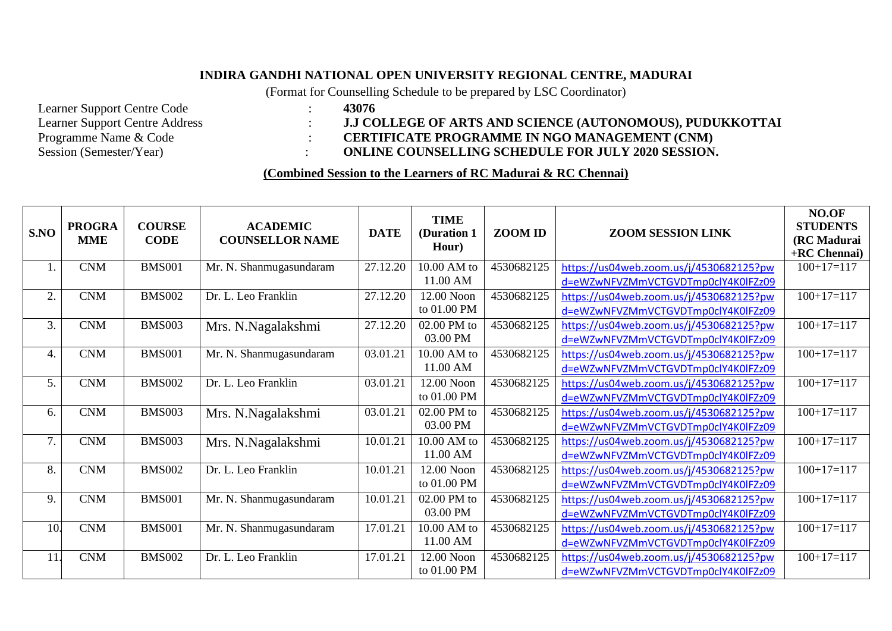# INDIRA GANDHI NATIONAL OPEN UNIVERSITY REGIONAL CENTRE, MADURAI

(Format for Counselling Schedule to be prepared by LSC Coordinator)

Learner Support Centre Code : **43076**
Learner Support Centre Address : **J.J COLLEGE OF ARTS AND SCIENCE (AUTONOMOUS), PUDUKKOTTAI**
Programme Name & Code : **CERTIFICATE PROGRAMME IN NGO MANAGEMENT (CNM)**
Session (Semester/Year) : **ONLINE COUNSELLING SCHEDULE FOR JULY 2020 SESSION.**

**(Combined Session to the Learners of RC Madurai & RC Chennai)**

| S.NO | PROGRAMME | COURSE CODE | ACADEMIC COUNSELLOR NAME | DATE | TIME (Duration 1 Hour) | ZOOM ID | ZOOM SESSION LINK | NO.OF STUDENTS (RC Madurai +RC Chennai) |
|---|---|---|---|---|---|---|---|---|
| 1. | CNM | BMS001 | Mr. N. Shanmugasundaram | 27.12.20 | 10.00 AM to 11.00 AM | 4530682125 | https://us04web.zoom.us/j/4530682125?pwd=eWZwNFVZMmVCTGVDTmp0clY4K0lFZz09 | 100+17=117 |
| 2. | CNM | BMS002 | Dr. L. Leo Franklin | 27.12.20 | 12.00 Noon to 01.00 PM | 4530682125 | https://us04web.zoom.us/j/4530682125?pwd=eWZwNFVZMmVCTGVDTmp0clY4K0lFZz09 | 100+17=117 |
| 3. | CNM | BMS003 | Mrs. N.Nagalakshmi | 27.12.20 | 02.00 PM to 03.00 PM | 4530682125 | https://us04web.zoom.us/j/4530682125?pwd=eWZwNFVZMmVCTGVDTmp0clY4K0lFZz09 | 100+17=117 |
| 4. | CNM | BMS001 | Mr. N. Shanmugasundaram | 03.01.21 | 10.00 AM to 11.00 AM | 4530682125 | https://us04web.zoom.us/j/4530682125?pwd=eWZwNFVZMmVCTGVDTmp0clY4K0lFZz09 | 100+17=117 |
| 5. | CNM | BMS002 | Dr. L. Leo Franklin | 03.01.21 | 12.00 Noon to 01.00 PM | 4530682125 | https://us04web.zoom.us/j/4530682125?pwd=eWZwNFVZMmVCTGVDTmp0clY4K0lFZz09 | 100+17=117 |
| 6. | CNM | BMS003 | Mrs. N.Nagalakshmi | 03.01.21 | 02.00 PM to 03.00 PM | 4530682125 | https://us04web.zoom.us/j/4530682125?pwd=eWZwNFVZMmVCTGVDTmp0clY4K0lFZz09 | 100+17=117 |
| 7. | CNM | BMS003 | Mrs. N.Nagalakshmi | 10.01.21 | 10.00 AM to 11.00 AM | 4530682125 | https://us04web.zoom.us/j/4530682125?pwd=eWZwNFVZMmVCTGVDTmp0clY4K0lFZz09 | 100+17=117 |
| 8. | CNM | BMS002 | Dr. L. Leo Franklin | 10.01.21 | 12.00 Noon to 01.00 PM | 4530682125 | https://us04web.zoom.us/j/4530682125?pwd=eWZwNFVZMmVCTGVDTmp0clY4K0lFZz09 | 100+17=117 |
| 9. | CNM | BMS001 | Mr. N. Shanmugasundaram | 10.01.21 | 02.00 PM to 03.00 PM | 4530682125 | https://us04web.zoom.us/j/4530682125?pwd=eWZwNFVZMmVCTGVDTmp0clY4K0lFZz09 | 100+17=117 |
| 10. | CNM | BMS001 | Mr. N. Shanmugasundaram | 17.01.21 | 10.00 AM to 11.00 AM | 4530682125 | https://us04web.zoom.us/j/4530682125?pwd=eWZwNFVZMmVCTGVDTmp0clY4K0lFZz09 | 100+17=117 |
| 11. | CNM | BMS002 | Dr. L. Leo Franklin | 17.01.21 | 12.00 Noon to 01.00 PM | 4530682125 | https://us04web.zoom.us/j/4530682125?pwd=eWZwNFVZMmVCTGVDTmp0clY4K0lFZz09 | 100+17=117 |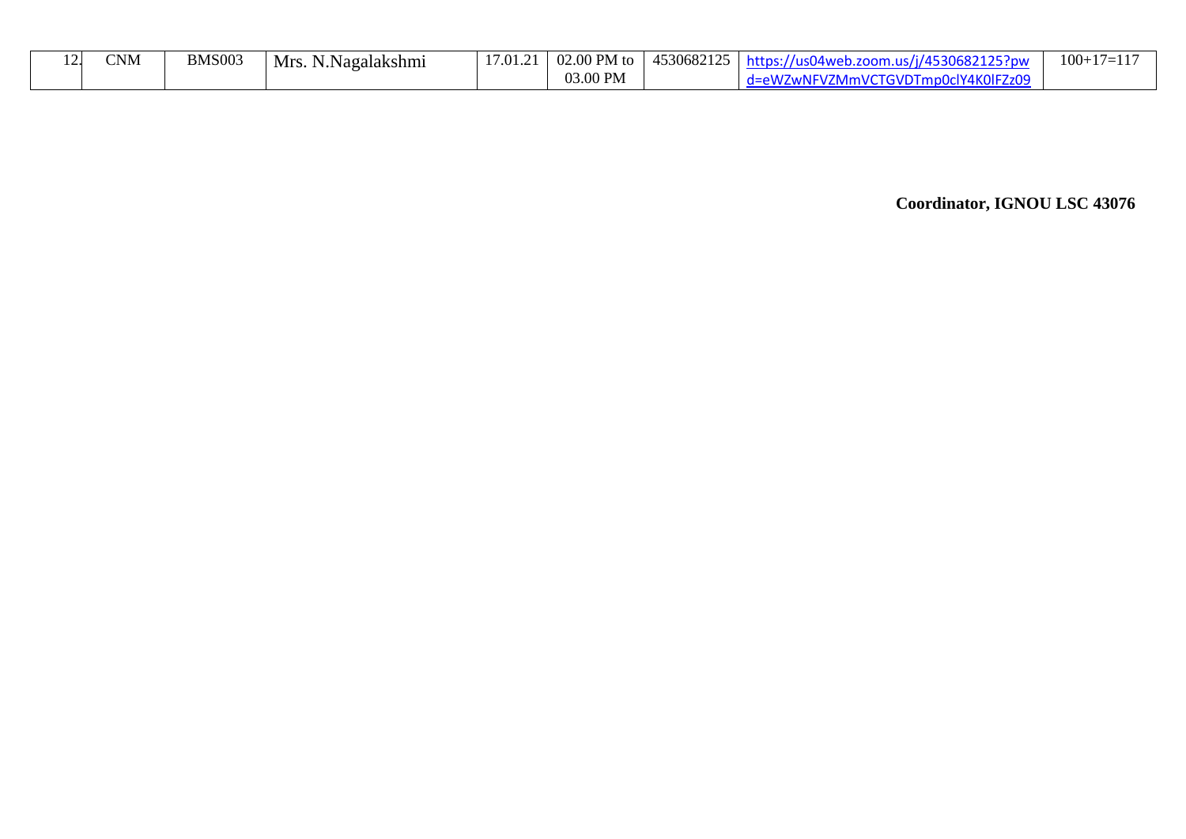| | | | | | | | | |
|---|---|---|---|---|---|---|---|---|
| 12. | CNM | BMS003 | Mrs. N.Nagalakshmi | 17.01.21 | 02.00 PM to 03.00 PM | 4530682125 | https://us04web.zoom.us/j/4530682125?pwd=eWZwNFVZMmVCTGVDTmp0clY4K0lFZz09 | 100+17=117 |

**Coordinator, IGNOU LSC 43076**